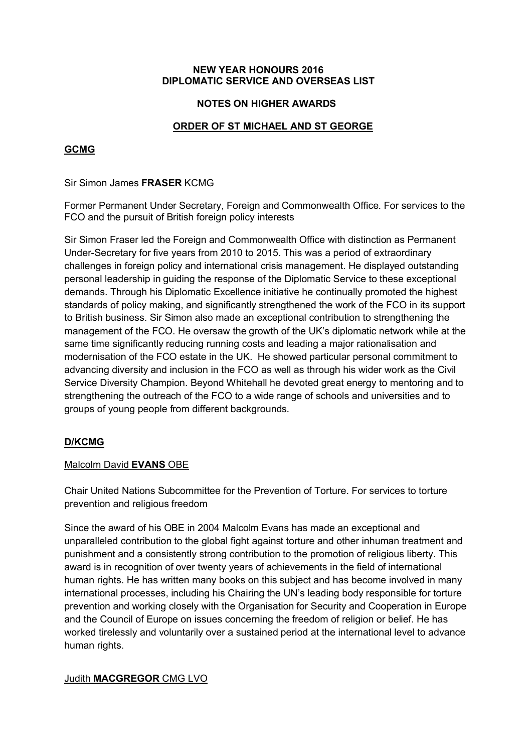# NEW YEAR HONOURS 2016
# DIPLOMATIC SERVICE AND OVERSEAS LIST

## NOTES ON HIGHER AWARDS

## ORDER OF ST MICHAEL AND ST GEORGE

### GCMG

Sir Simon James **FRASER** KCMG

Former Permanent Under Secretary, Foreign and Commonwealth Office. For services to the FCO and the pursuit of British foreign policy interests

Sir Simon Fraser led the Foreign and Commonwealth Office with distinction as Permanent Under-Secretary for five years from 2010 to 2015. This was a period of extraordinary challenges in foreign policy and international crisis management. He displayed outstanding personal leadership in guiding the response of the Diplomatic Service to these exceptional demands. Through his Diplomatic Excellence initiative he continually promoted the highest standards of policy making, and significantly strengthened the work of the FCO in its support to British business. Sir Simon also made an exceptional contribution to strengthening the management of the FCO. He oversaw the growth of the UK's diplomatic network while at the same time significantly reducing running costs and leading a major rationalisation and modernisation of the FCO estate in the UK. He showed particular personal commitment to advancing diversity and inclusion in the FCO as well as through his wider work as the Civil Service Diversity Champion. Beyond Whitehall he devoted great energy to mentoring and to strengthening the outreach of the FCO to a wide range of schools and universities and to groups of young people from different backgrounds.

### D/KCMG

Malcolm David **EVANS** OBE

Chair United Nations Subcommittee for the Prevention of Torture. For services to torture prevention and religious freedom

Since the award of his OBE in 2004 Malcolm Evans has made an exceptional and unparalleled contribution to the global fight against torture and other inhuman treatment and punishment and a consistently strong contribution to the promotion of religious liberty. This award is in recognition of over twenty years of achievements in the field of international human rights. He has written many books on this subject and has become involved in many international processes, including his Chairing the UN's leading body responsible for torture prevention and working closely with the Organisation for Security and Cooperation in Europe and the Council of Europe on issues concerning the freedom of religion or belief. He has worked tirelessly and voluntarily over a sustained period at the international level to advance human rights.

Judith **MACGREGOR** CMG LVO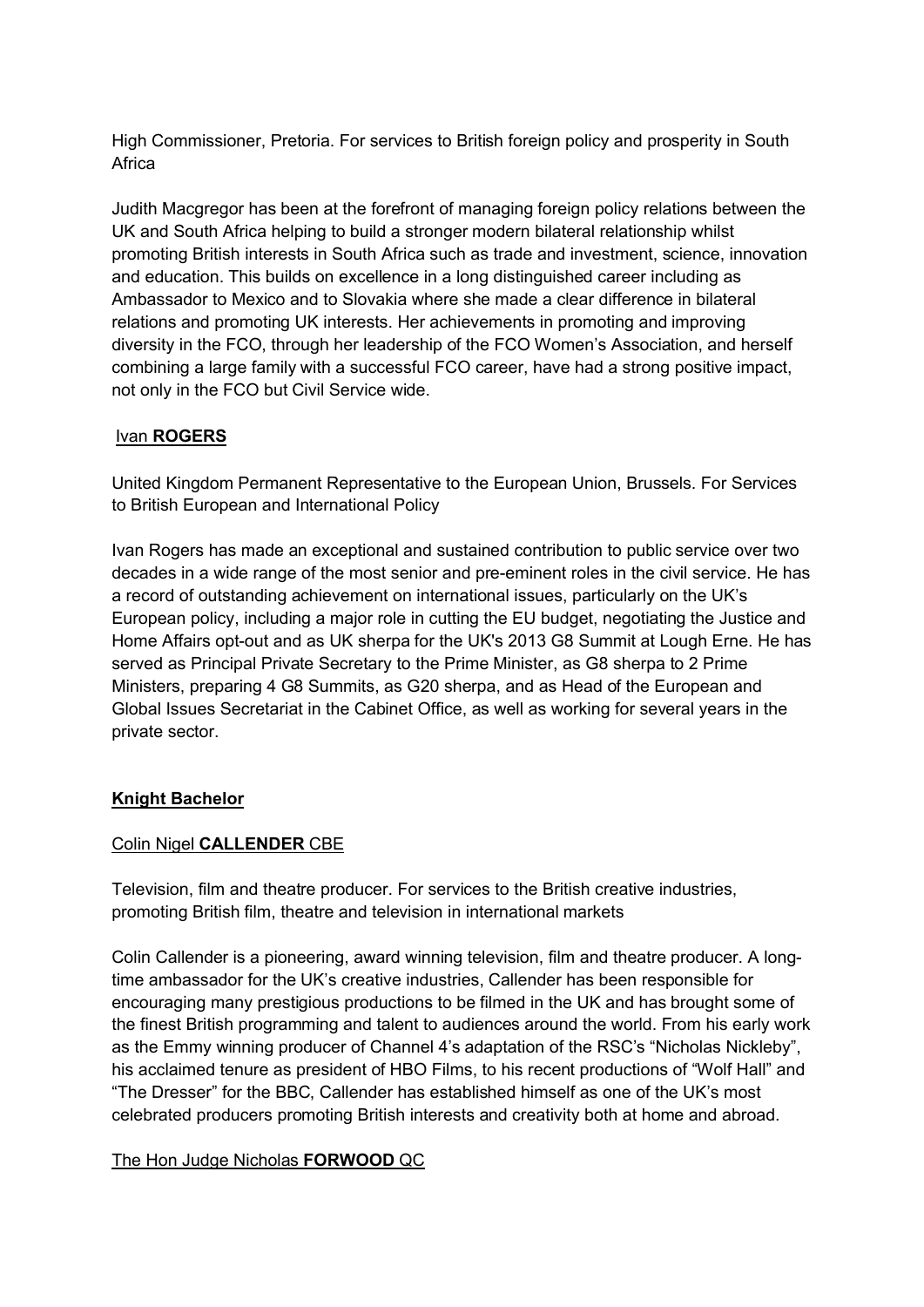High Commissioner, Pretoria. For services to British foreign policy and prosperity in South Africa

Judith Macgregor has been at the forefront of managing foreign policy relations between the UK and South Africa helping to build a stronger modern bilateral relationship whilst promoting British interests in South Africa such as trade and investment, science, innovation and education. This builds on excellence in a long distinguished career including as Ambassador to Mexico and to Slovakia where she made a clear difference in bilateral relations and promoting UK interests. Her achievements in promoting and improving diversity in the FCO, through her leadership of the FCO Women's Association, and herself combining a large family with a successful FCO career, have had a strong positive impact, not only in the FCO but Civil Service wide.

Ivan **ROGERS**

United Kingdom Permanent Representative to the European Union, Brussels. For Services to British European and International Policy

Ivan Rogers has made an exceptional and sustained contribution to public service over two decades in a wide range of the most senior and pre-eminent roles in the civil service. He has a record of outstanding achievement on international issues, particularly on the UK's European policy, including a major role in cutting the EU budget, negotiating the Justice and Home Affairs opt-out and as UK sherpa for the UK's 2013 G8 Summit at Lough Erne. He has served as Principal Private Secretary to the Prime Minister, as G8 sherpa to 2 Prime Ministers, preparing 4 G8 Summits, as G20 sherpa, and as Head of the European and Global Issues Secretariat in the Cabinet Office, as well as working for several years in the private sector.

## Knight Bachelor

Colin Nigel **CALLENDER** CBE

Television, film and theatre producer. For services to the British creative industries, promoting British film, theatre and television in international markets

Colin Callender is a pioneering, award winning television, film and theatre producer. A long-time ambassador for the UK's creative industries, Callender has been responsible for encouraging many prestigious productions to be filmed in the UK and has brought some of the finest British programming and talent to audiences around the world. From his early work as the Emmy winning producer of Channel 4's adaptation of the RSC's "Nicholas Nickleby", his acclaimed tenure as president of HBO Films, to his recent productions of "Wolf Hall" and "The Dresser" for the BBC, Callender has established himself as one of the UK's most celebrated producers promoting British interests and creativity both at home and abroad.

The Hon Judge Nicholas **FORWOOD** QC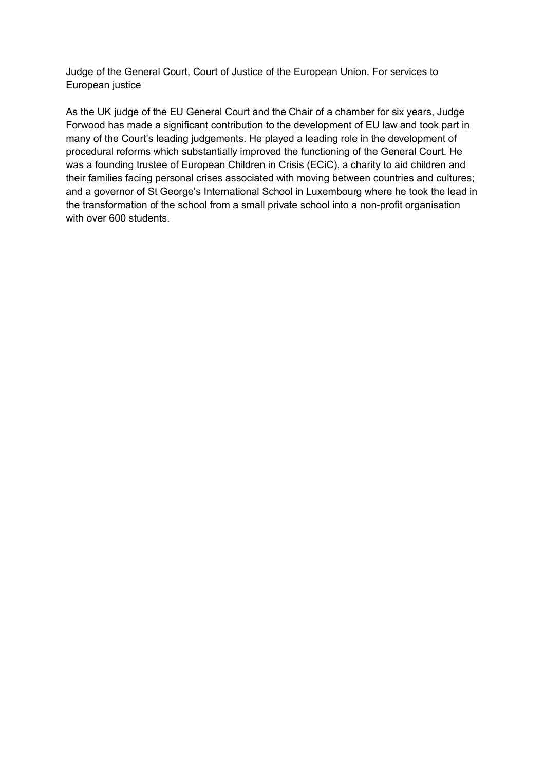Judge of the General Court, Court of Justice of the European Union. For services to European justice

As the UK judge of the EU General Court and the Chair of a chamber for six years, Judge Forwood has made a significant contribution to the development of EU law and took part in many of the Court's leading judgements. He played a leading role in the development of procedural reforms which substantially improved the functioning of the General Court. He was a founding trustee of European Children in Crisis (ECiC), a charity to aid children and their families facing personal crises associated with moving between countries and cultures; and a governor of St George's International School in Luxembourg where he took the lead in the transformation of the school from a small private school into a non-profit organisation with over 600 students.